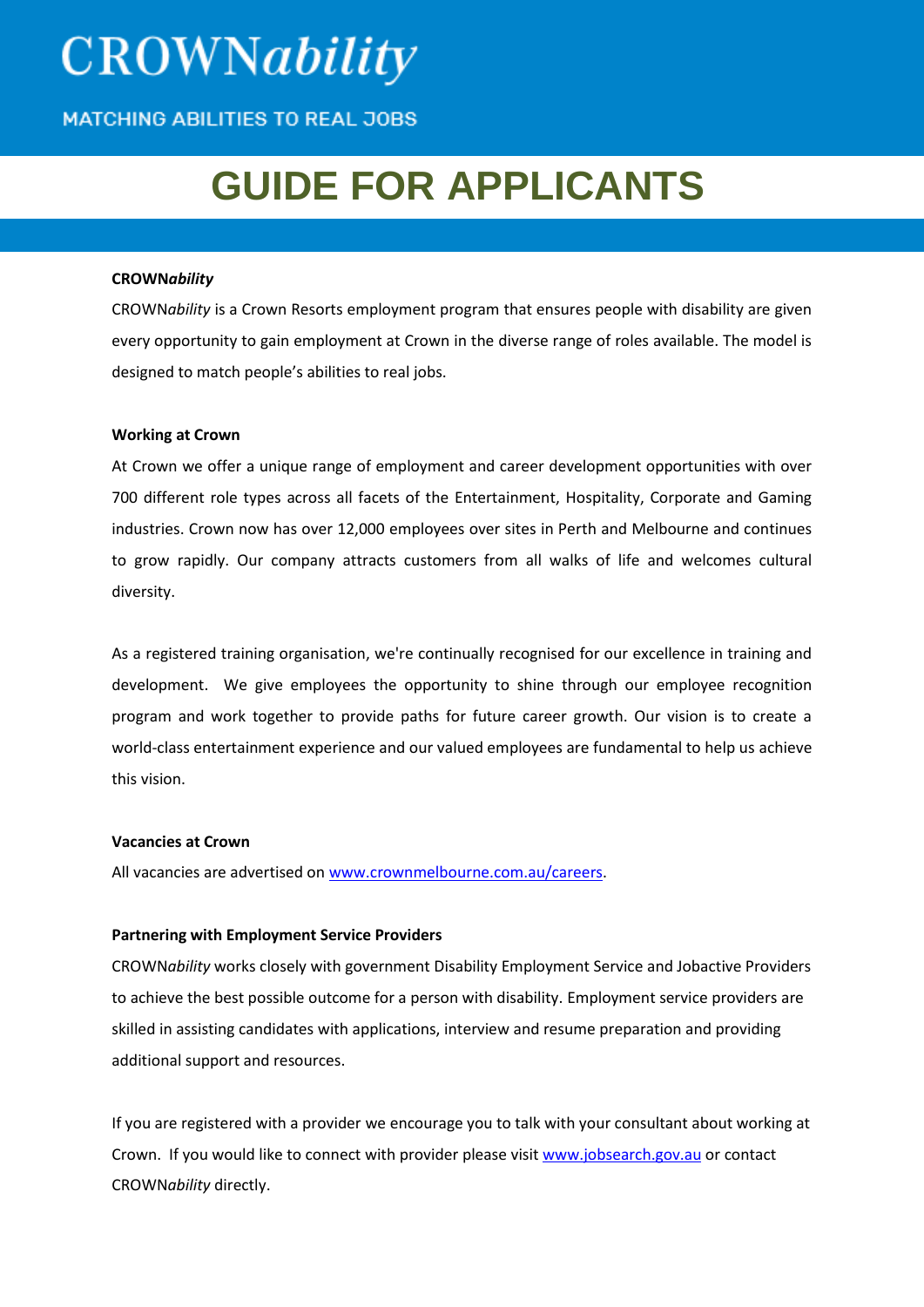# CROWN*ability*

MATCHING ABILITIES TO REAL JOBS

# GUIDE FOR APPLICANTS

**CROWN*ability***

CROWN*ability* is a Crown Resorts employment program that ensures people with disability are given every opportunity to gain employment at Crown in the diverse range of roles available. The model is designed to match people's abilities to real jobs.

**Working at Crown**

At Crown we offer a unique range of employment and career development opportunities with over 700 different role types across all facets of the Entertainment, Hospitality, Corporate and Gaming industries. Crown now has over 12,000 employees over sites in Perth and Melbourne and continues to grow rapidly. Our company attracts customers from all walks of life and welcomes cultural diversity.

As a registered training organisation, we're continually recognised for our excellence in training and development. We give employees the opportunity to shine through our employee recognition program and work together to provide paths for future career growth. Our vision is to create a world-class entertainment experience and our valued employees are fundamental to help us achieve this vision.

**Vacancies at Crown**

All vacancies are advertised on [www.crownmelbourne.com.au/careers](www.crownmelbourne.com.au/careers).

**Partnering with Employment Service Providers**

CROWN*ability* works closely with government Disability Employment Service and Jobactive Providers to achieve the best possible outcome for a person with disability. Employment service providers are skilled in assisting candidates with applications, interview and resume preparation and providing additional support and resources.

If you are registered with a provider we encourage you to talk with your consultant about working at Crown. If you would like to connect with provider please visit [www.jobsearch.gov.au](www.jobsearch.gov.au) or contact CROWN*ability* directly.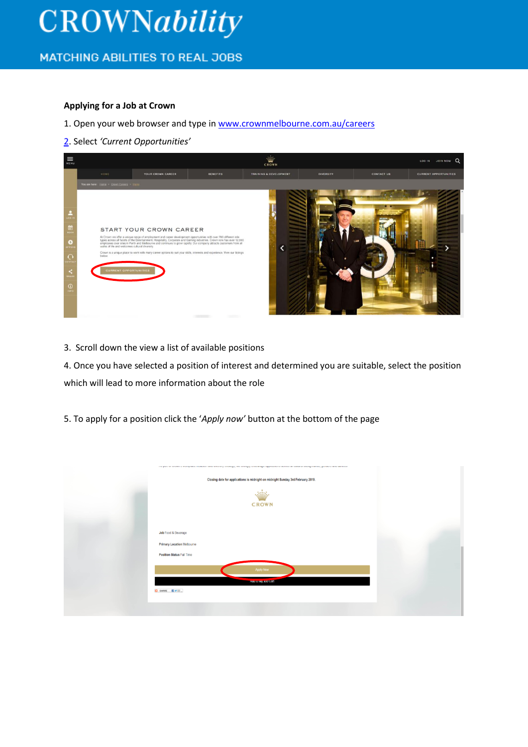# CROWNability

MATCHING ABILITIES TO REAL JOBS

**Applying for a Job at Crown**

1. Open your web browser and type in www.crownmelbourne.com.au/careers
2. Select *'Current Opportunities'*
3. Scroll down the view a list of available positions
4. Once you have selected a position of interest and determined you are suitable, select the position which will lead to more information about the role

5. To apply for a position click the '*Apply now'* button at the bottom of the page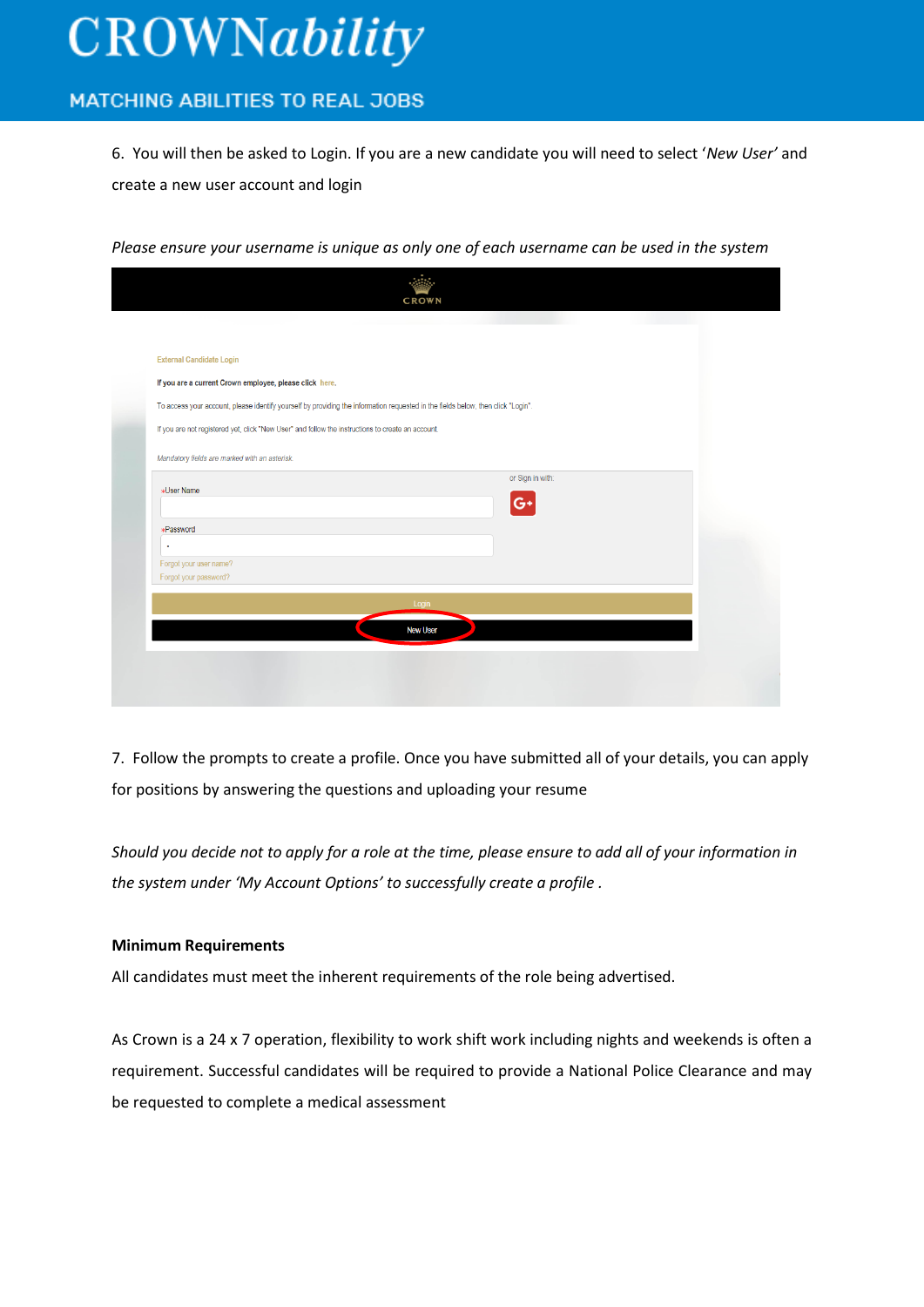6. You will then be asked to Login. If you are a new candidate you will need to select '*New User*' and create a new user account and login

*Please ensure your username is unique as only one of each username can be used in the system*

7. Follow the prompts to create a profile. Once you have submitted all of your details, you can apply for positions by answering the questions and uploading your resume

*Should you decide not to apply for a role at the time, please ensure to add all of your information in the system under 'My Account Options' to successfully create a profile .*

**Minimum Requirements**

All candidates must meet the inherent requirements of the role being advertised.

As Crown is a 24 x 7 operation, flexibility to work shift work including nights and weekends is often a requirement. Successful candidates will be required to provide a National Police Clearance and may be requested to complete a medical assessment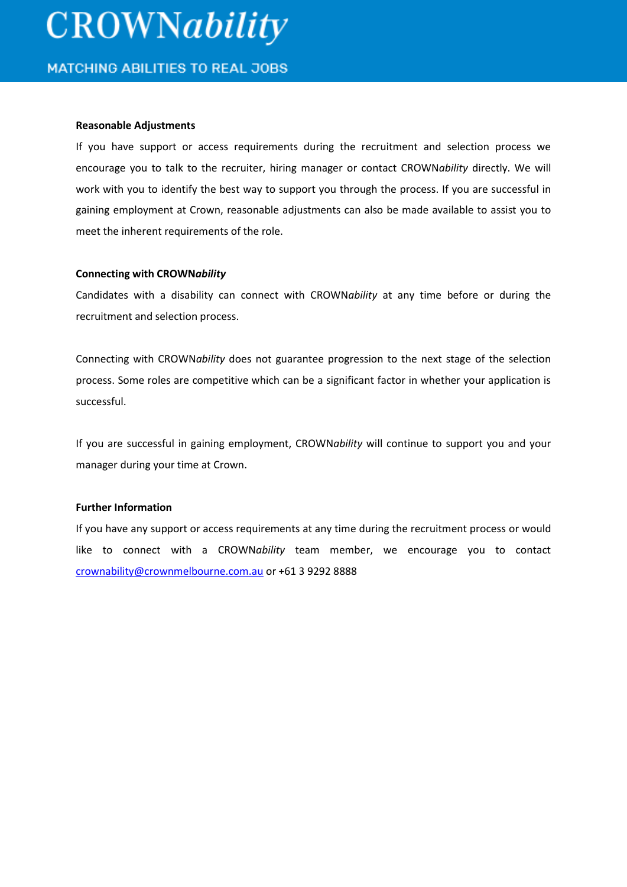### Reasonable Adjustments

If you have support or access requirements during the recruitment and selection process we encourage you to talk to the recruiter, hiring manager or contact CROWN*ability* directly. We will work with you to identify the best way to support you through the process. If you are successful in gaining employment at Crown, reasonable adjustments can also be made available to assist you to meet the inherent requirements of the role.

### Connecting with CROWN*ability*

Candidates with a disability can connect with CROWN*ability* at any time before or during the recruitment and selection process.

Connecting with CROWN*ability* does not guarantee progression to the next stage of the selection process. Some roles are competitive which can be a significant factor in whether your application is successful.

If you are successful in gaining employment, CROWN*ability* will continue to support you and your manager during your time at Crown.

### Further Information

If you have any support or access requirements at any time during the recruitment process or would like to connect with a CROWN*ability* team member, we encourage you to contact crownability@crownmelbourne.com.au or +61 3 9292 8888